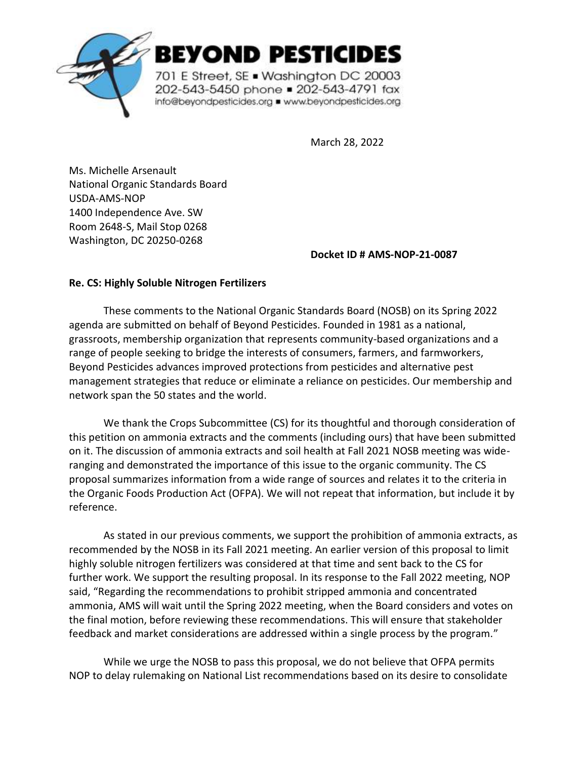**BEYOND PESTICIDES**

701 E Street, SE ▪ Washington DC 20003
202-543-5450 phone ▪ 202-543-4791 fax
info@beyondpesticides.org ▪ www.beyondpesticides.org

March 28, 2022

Ms. Michelle Arsenault
National Organic Standards Board
USDA-AMS-NOP
1400 Independence Ave. SW
Room 2648-S, Mail Stop 0268
Washington, DC 20250-0268

**Docket ID # AMS-NOP-21-0087**

**Re. CS: Highly Soluble Nitrogen Fertilizers**

These comments to the National Organic Standards Board (NOSB) on its Spring 2022 agenda are submitted on behalf of Beyond Pesticides. Founded in 1981 as a national, grassroots, membership organization that represents community-based organizations and a range of people seeking to bridge the interests of consumers, farmers, and farmworkers, Beyond Pesticides advances improved protections from pesticides and alternative pest management strategies that reduce or eliminate a reliance on pesticides. Our membership and network span the 50 states and the world.

We thank the Crops Subcommittee (CS) for its thoughtful and thorough consideration of this petition on ammonia extracts and the comments (including ours) that have been submitted on it. The discussion of ammonia extracts and soil health at Fall 2021 NOSB meeting was wide-ranging and demonstrated the importance of this issue to the organic community. The CS proposal summarizes information from a wide range of sources and relates it to the criteria in the Organic Foods Production Act (OFPA). We will not repeat that information, but include it by reference.

As stated in our previous comments, we support the prohibition of ammonia extracts, as recommended by the NOSB in its Fall 2021 meeting. An earlier version of this proposal to limit highly soluble nitrogen fertilizers was considered at that time and sent back to the CS for further work. We support the resulting proposal. In its response to the Fall 2022 meeting, NOP said, "Regarding the recommendations to prohibit stripped ammonia and concentrated ammonia, AMS will wait until the Spring 2022 meeting, when the Board considers and votes on the final motion, before reviewing these recommendations. This will ensure that stakeholder feedback and market considerations are addressed within a single process by the program."

While we urge the NOSB to pass this proposal, we do not believe that OFPA permits NOP to delay rulemaking on National List recommendations based on its desire to consolidate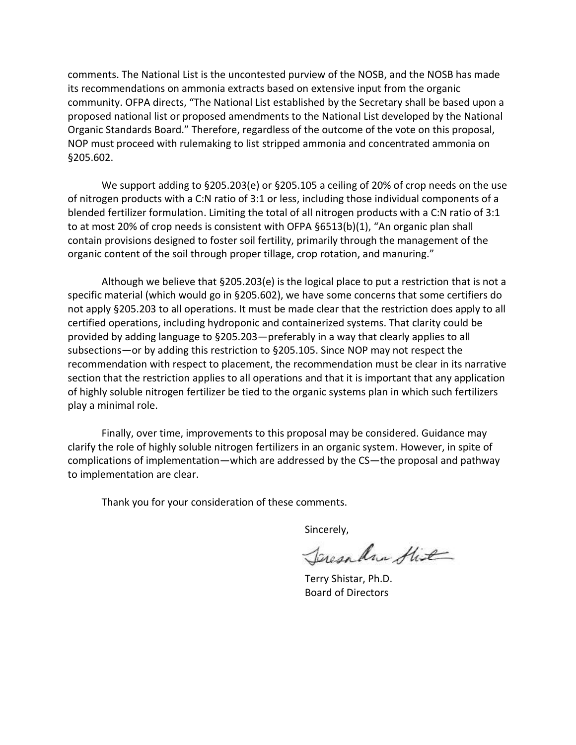comments. The National List is the uncontested purview of the NOSB, and the NOSB has made its recommendations on ammonia extracts based on extensive input from the organic community. OFPA directs, "The National List established by the Secretary shall be based upon a proposed national list or proposed amendments to the National List developed by the National Organic Standards Board." Therefore, regardless of the outcome of the vote on this proposal, NOP must proceed with rulemaking to list stripped ammonia and concentrated ammonia on §205.602.

We support adding to §205.203(e) or §205.105 a ceiling of 20% of crop needs on the use of nitrogen products with a C:N ratio of 3:1 or less, including those individual components of a blended fertilizer formulation. Limiting the total of all nitrogen products with a C:N ratio of 3:1 to at most 20% of crop needs is consistent with OFPA §6513(b)(1), "An organic plan shall contain provisions designed to foster soil fertility, primarily through the management of the organic content of the soil through proper tillage, crop rotation, and manuring."

Although we believe that §205.203(e) is the logical place to put a restriction that is not a specific material (which would go in §205.602), we have some concerns that some certifiers do not apply §205.203 to all operations. It must be made clear that the restriction does apply to all certified operations, including hydroponic and containerized systems. That clarity could be provided by adding language to §205.203—preferably in a way that clearly applies to all subsections—or by adding this restriction to §205.105. Since NOP may not respect the recommendation with respect to placement, the recommendation must be clear in its narrative section that the restriction applies to all operations and that it is important that any application of highly soluble nitrogen fertilizer be tied to the organic systems plan in which such fertilizers play a minimal role.

Finally, over time, improvements to this proposal may be considered. Guidance may clarify the role of highly soluble nitrogen fertilizers in an organic system. However, in spite of complications of implementation—which are addressed by the CS—the proposal and pathway to implementation are clear.

Thank you for your consideration of these comments.

Sincerely,

Terry Shistar, Ph.D.
Board of Directors